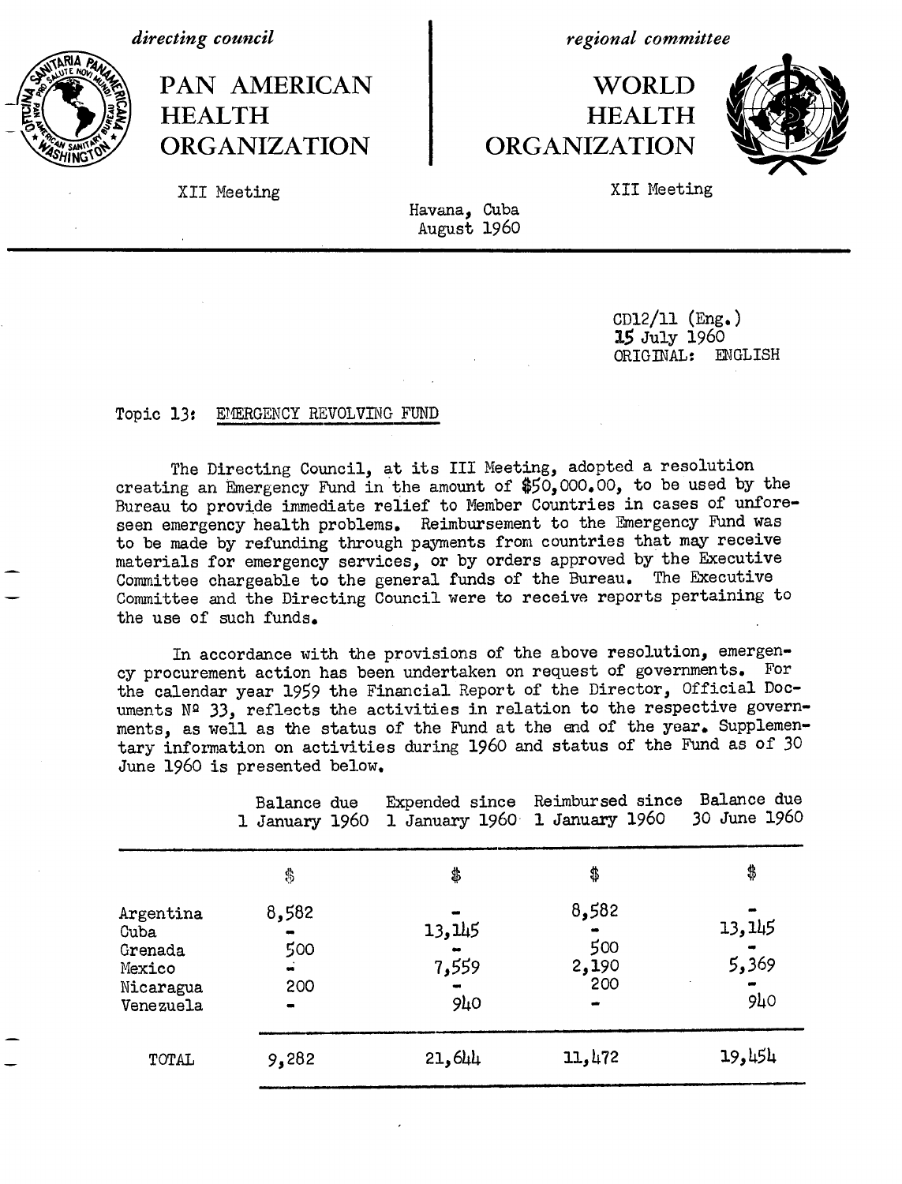directing council

# PAN AMERICAN HEALTH ORGANIZATION

XII Meeting

regional committee

# WORLD HEALTH ORGANIZATION

XII Meeting

Havana, Cuba
August 1960

CD12/11 (Eng.)
15 July 1960
ORIGINAL: ENGLISH

Topic 13: EMERGENCY REVOLVING FUND

The Directing Council, at its III Meeting, adopted a resolution creating an Emergency Fund in the amount of $50,000.00, to be used by the Bureau to provide immediate relief to Member Countries in cases of unforeseen emergency health problems. Reimbursement to the Emergency Fund was to be made by refunding through payments from countries that may receive materials for emergency services, or by orders approved by the Executive Committee chargeable to the general funds of the Bureau. The Executive Committee and the Directing Council were to receive reports pertaining to the use of such funds.

In accordance with the provisions of the above resolution, emergency procurement action has been undertaken on request of governments. For the calendar year 1959 the Financial Report of the Director, Official Documents Nº 33, reflects the activities in relation to the respective governments, as well as the status of the Fund at the end of the year. Supplementary information on activities during 1960 and status of the Fund as of 30 June 1960 is presented below.

| | Balance due 1 January 1960 | Expended since 1 January 1960 | Reimbursed since 1 January 1960 | Balance due 30 June 1960 |
|---|---|---|---|---|
| | $ | $ | $ | $ |
| Argentina | 8,582 | - | 8,582 | - |
| Cuba | - | 13,145 | - | 13,145 |
| Grenada | 500 | - | 500 | - |
| Mexico | - | 7,559 | 2,190 | 5,369 |
| Nicaragua | 200 | - | 200 | - |
| Venezuela | - | 940 | - | 940 |
| TOTAL | 9,282 | 21,644 | 11,472 | 19,454 |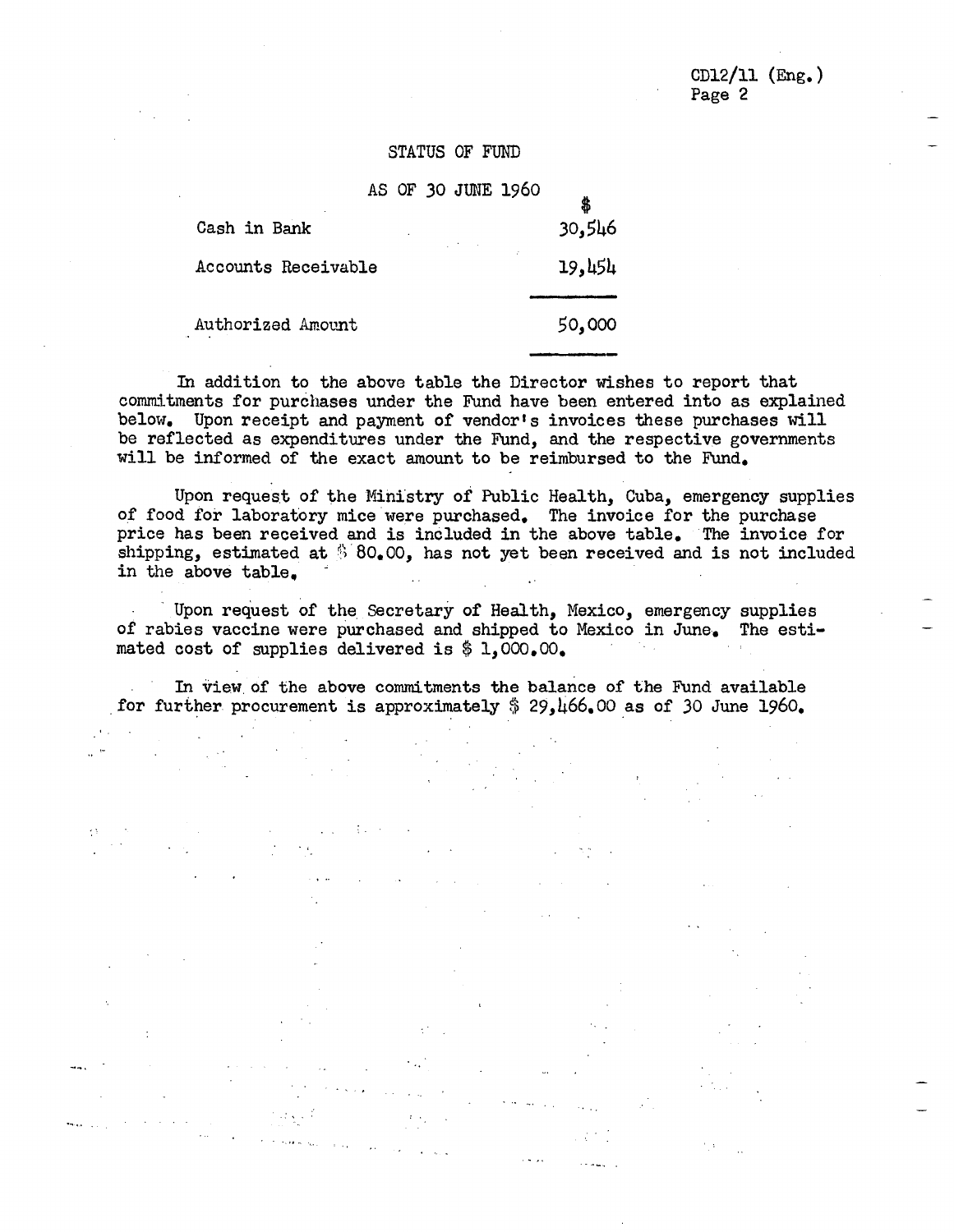## STATUS OF FUND

AS OF 30 JUNE 1960

| | $ |
|---|---|
| Cash in Bank | 30,546 |
| Accounts Receivable | 19,454 |
| Authorized Amount | 50,000 |

In addition to the above table the Director wishes to report that commitments for purchases under the Fund have been entered into as explained below. Upon receipt and payment of vendor's invoices these purchases will be reflected as expenditures under the Fund, and the respective governments will be informed of the exact amount to be reimbursed to the Fund.

Upon request of the Ministry of Public Health, Cuba, emergency supplies of food for laboratory mice were purchased. The invoice for the purchase price has been received and is included in the above table. The invoice for shipping, estimated at $ 80.00, has not yet been received and is not included in the above table.

Upon request of the Secretary of Health, Mexico, emergency supplies of rabies vaccine were purchased and shipped to Mexico in June. The estimated cost of supplies delivered is $ 1,000.00.

In view of the above commitments the balance of the Fund available for further procurement is approximately $ 29,466.00 as of 30 June 1960.